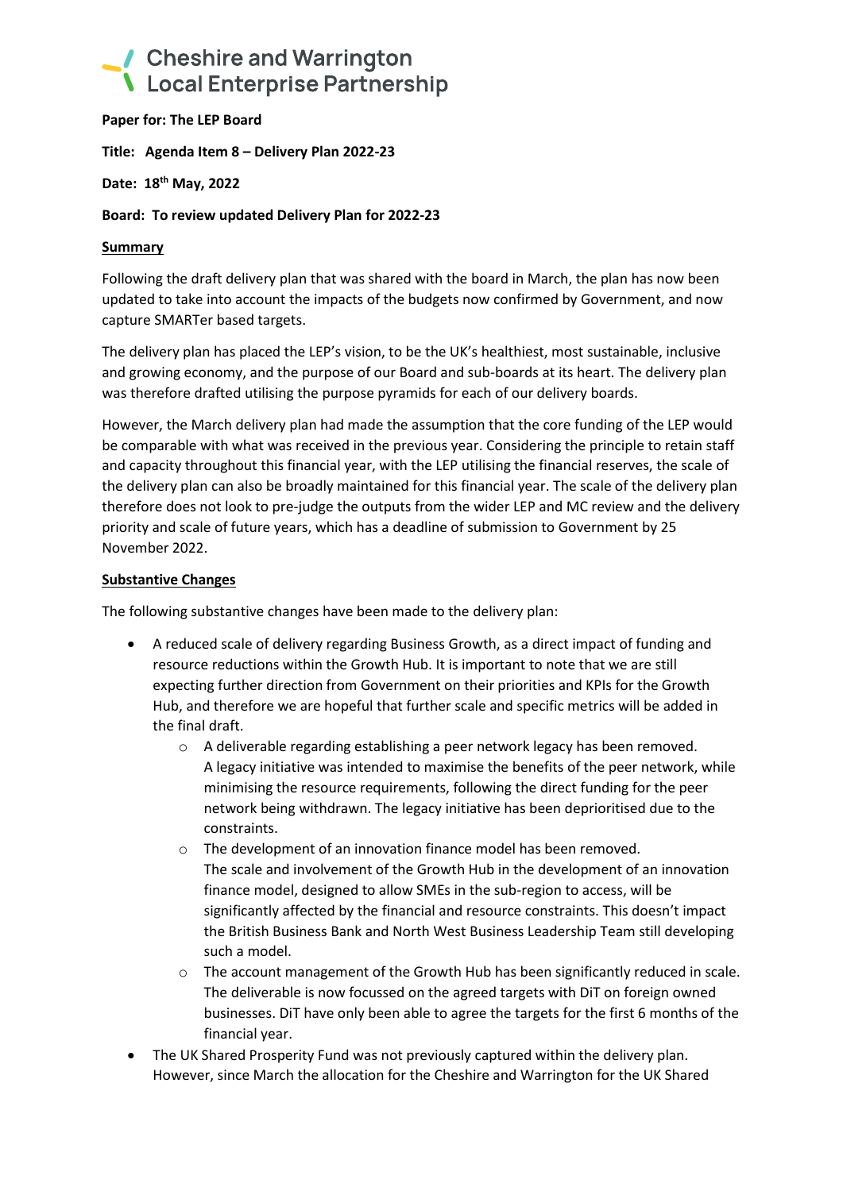# Cheshire and Warrington Local Enterprise Partnership

**Paper for: The LEP Board**

**Title: Agenda Item 8 – Delivery Plan 2022-23**

**Date: 18th May, 2022**

**Board: To review updated Delivery Plan for 2022-23**

**Summary**

Following the draft delivery plan that was shared with the board in March, the plan has now been updated to take into account the impacts of the budgets now confirmed by Government, and now capture SMARTer based targets.

The delivery plan has placed the LEP's vision, to be the UK's healthiest, most sustainable, inclusive and growing economy, and the purpose of our Board and sub-boards at its heart. The delivery plan was therefore drafted utilising the purpose pyramids for each of our delivery boards.

However, the March delivery plan had made the assumption that the core funding of the LEP would be comparable with what was received in the previous year. Considering the principle to retain staff and capacity throughout this financial year, with the LEP utilising the financial reserves, the scale of the delivery plan can also be broadly maintained for this financial year. The scale of the delivery plan therefore does not look to pre-judge the outputs from the wider LEP and MC review and the delivery priority and scale of future years, which has a deadline of submission to Government by 25 November 2022.

**Substantive Changes**

The following substantive changes have been made to the delivery plan:

- A reduced scale of delivery regarding Business Growth, as a direct impact of funding and resource reductions within the Growth Hub. It is important to note that we are still expecting further direction from Government on their priorities and KPIs for the Growth Hub, and therefore we are hopeful that further scale and specific metrics will be added in the final draft.
  - A deliverable regarding establishing a peer network legacy has been removed. A legacy initiative was intended to maximise the benefits of the peer network, while minimising the resource requirements, following the direct funding for the peer network being withdrawn. The legacy initiative has been deprioritised due to the constraints.
  - The development of an innovation finance model has been removed. The scale and involvement of the Growth Hub in the development of an innovation finance model, designed to allow SMEs in the sub-region to access, will be significantly affected by the financial and resource constraints. This doesn't impact the British Business Bank and North West Business Leadership Team still developing such a model.
  - The account management of the Growth Hub has been significantly reduced in scale. The deliverable is now focussed on the agreed targets with DiT on foreign owned businesses. DiT have only been able to agree the targets for the first 6 months of the financial year.
- The UK Shared Prosperity Fund was not previously captured within the delivery plan. However, since March the allocation for the Cheshire and Warrington for the UK Shared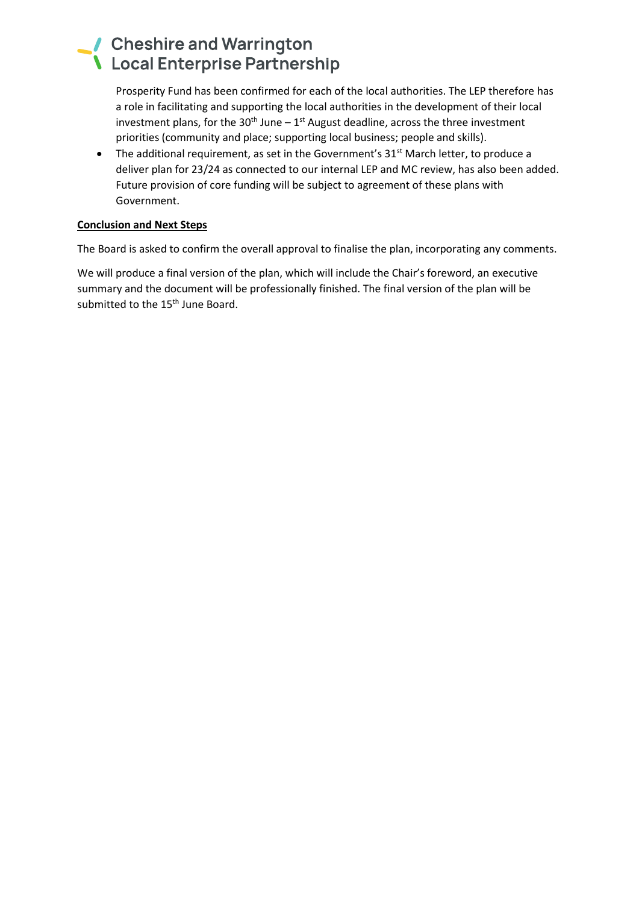Prosperity Fund has been confirmed for each of the local authorities. The LEP therefore has a role in facilitating and supporting the local authorities in the development of their local investment plans, for the 30th June – 1st August deadline, across the three investment priorities (community and place; supporting local business; people and skills).

- The additional requirement, as set in the Government's 31st March letter, to produce a deliver plan for 23/24 as connected to our internal LEP and MC review, has also been added. Future provision of core funding will be subject to agreement of these plans with Government.

**Conclusion and Next Steps**

The Board is asked to confirm the overall approval to finalise the plan, incorporating any comments.

We will produce a final version of the plan, which will include the Chair's foreword, an executive summary and the document will be professionally finished. The final version of the plan will be submitted to the 15th June Board.